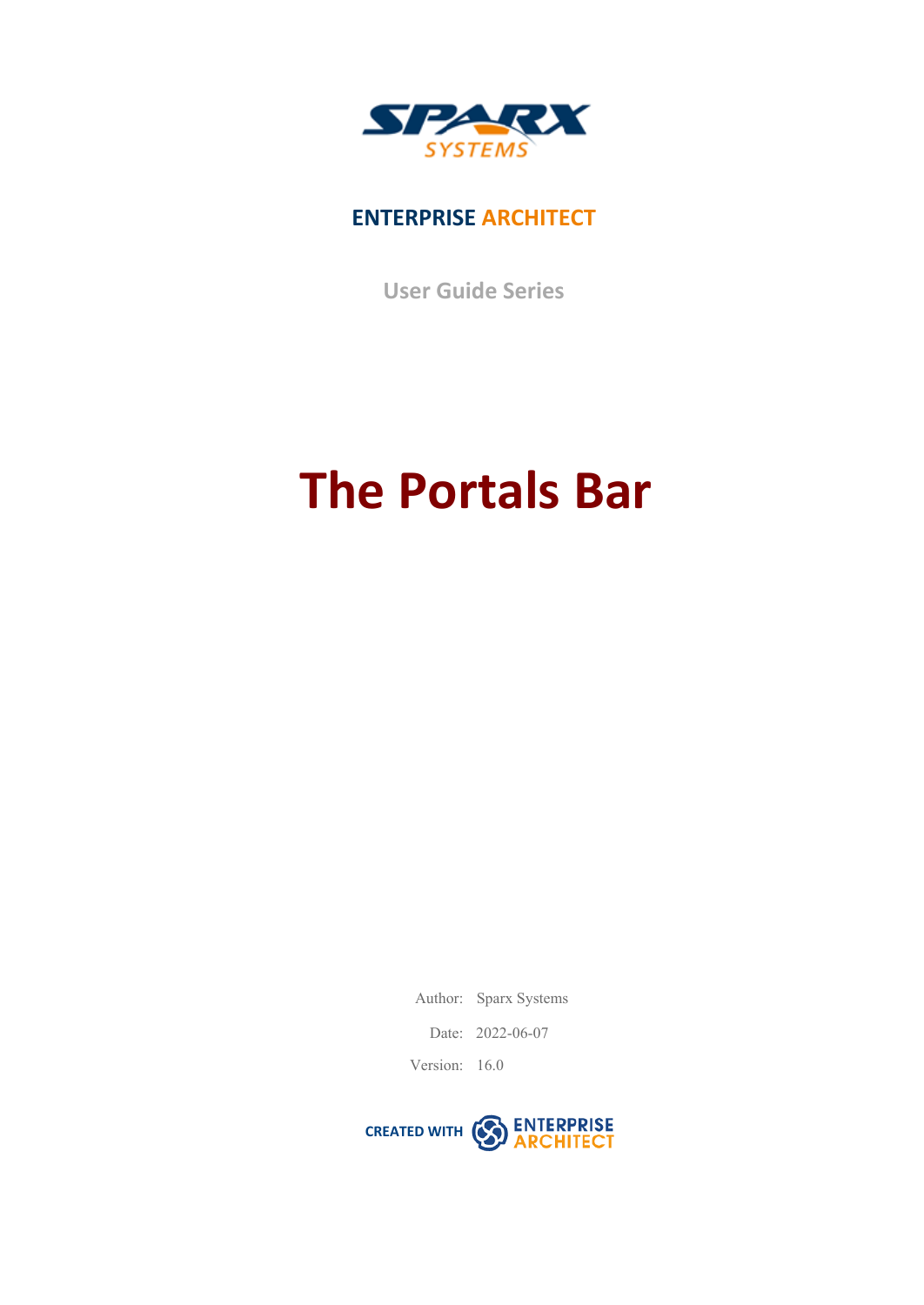SPARX SYSTEMS

**ENTERPRISE ARCHITECT**

User Guide Series

# The Portals Bar

Author: Sparx Systems

Date: 2022-06-07

Version: 16.0

CREATED WITH ENTERPRISE ARCHITECT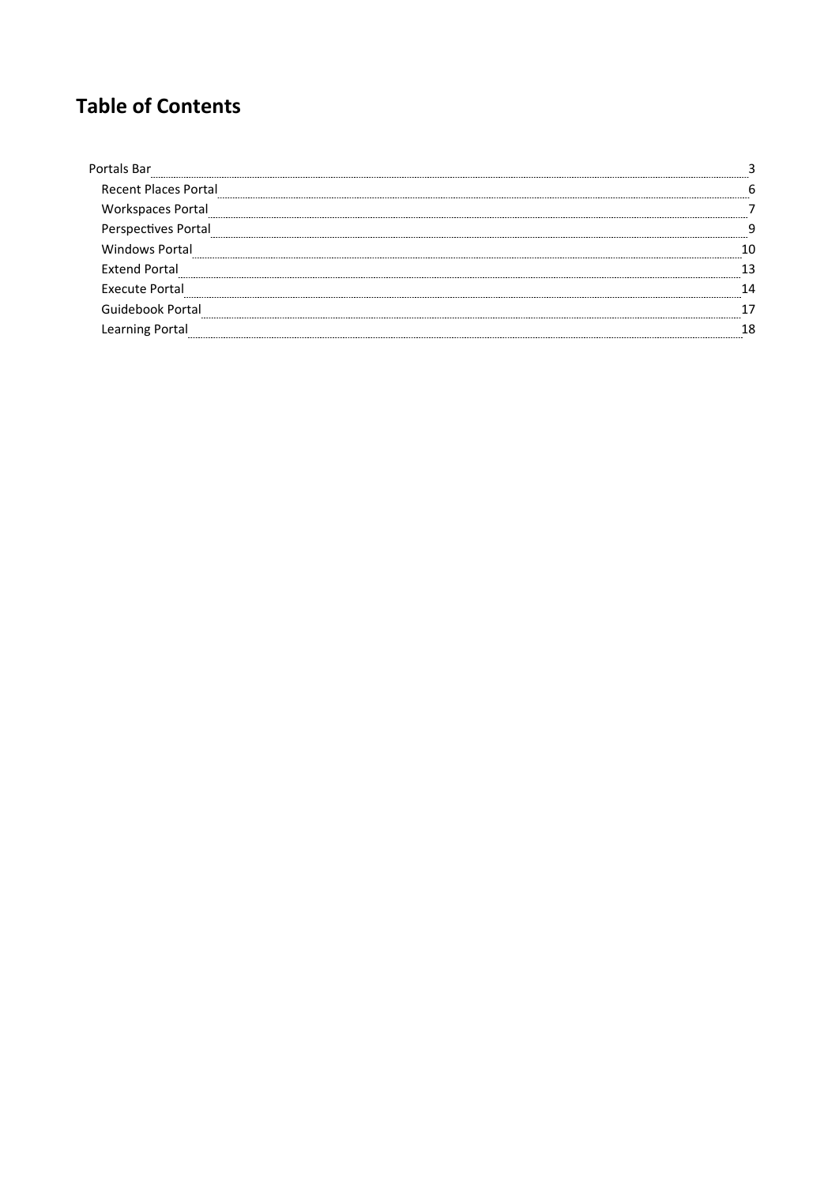# Table of Contents

- Portals Bar 3
  - Recent Places Portal 6
  - Workspaces Portal 7
  - Perspectives Portal 9
  - Windows Portal 10
  - Extend Portal 13
  - Execute Portal 14
  - Guidebook Portal 17
  - Learning Portal 18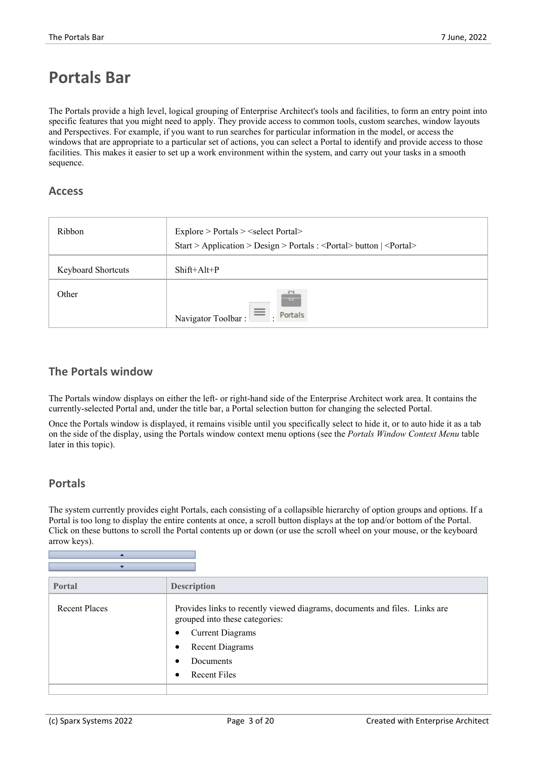# Portals Bar

The Portals provide a high level, logical grouping of Enterprise Architect's tools and facilities, to form an entry point into specific features that you might need to apply. They provide access to common tools, custom searches, window layouts and Perspectives. For example, if you want to run searches for particular information in the model, or access the windows that are appropriate to a particular set of actions, you can select a Portal to identify and provide access to those facilities. This makes it easier to set up a work environment within the system, and carry out your tasks in a smooth sequence.

## Access

| | |
|---|---|
| Ribbon | Explore > Portals > <select Portal><br>Start > Application > Design > Portals : <Portal> button \| <Portal> |
| Keyboard Shortcuts | Shift+Alt+P |
| Other | Navigator Toolbar : ≡ : Portals |

## The Portals window

The Portals window displays on either the left- or right-hand side of the Enterprise Architect work area. It contains the currently-selected Portal and, under the title bar, a Portal selection button for changing the selected Portal.

Once the Portals window is displayed, it remains visible until you specifically select to hide it, or to auto hide it as a tab on the side of the display, using the Portals window context menu options (see the *Portals Window Context Menu* table later in this topic).

## Portals

The system currently provides eight Portals, each consisting of a collapsible hierarchy of option groups and options. If a Portal is too long to display the entire contents at once, a scroll button displays at the top and/or bottom of the Portal. Click on these buttons to scroll the Portal contents up or down (or use the scroll wheel on your mouse, or the keyboard arrow keys).

| Portal | Description |
|---|---|
| Recent Places | Provides links to recently viewed diagrams, documents and files. Links are grouped into these categories:<br>• Current Diagrams<br>• Recent Diagrams<br>• Documents<br>• Recent Files |
| | |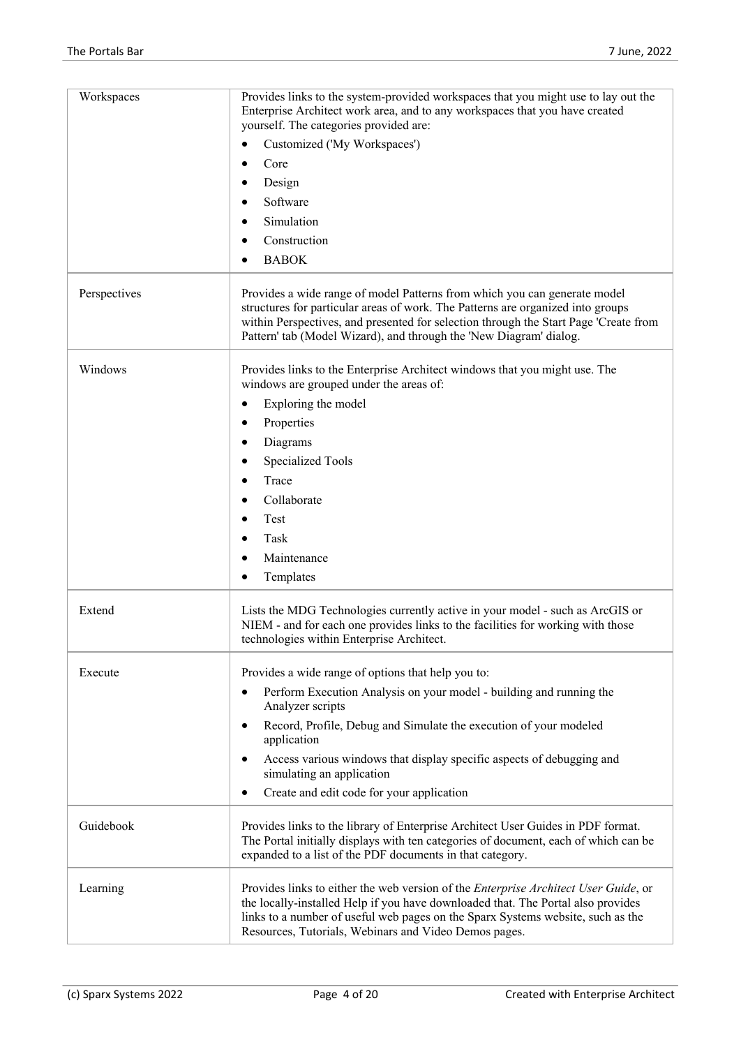| | |
|---|---|
| Workspaces | Provides links to the system-provided workspaces that you might use to lay out the Enterprise Architect work area, and to any workspaces that you have created yourself. The categories provided are:<br>• Customized ('My Workspaces')<br>• Core<br>• Design<br>• Software<br>• Simulation<br>• Construction<br>• BABOK |
| Perspectives | Provides a wide range of model Patterns from which you can generate model structures for particular areas of work. The Patterns are organized into groups within Perspectives, and presented for selection through the Start Page 'Create from Pattern' tab (Model Wizard), and through the 'New Diagram' dialog. |
| Windows | Provides links to the Enterprise Architect windows that you might use. The windows are grouped under the areas of:<br>• Exploring the model<br>• Properties<br>• Diagrams<br>• Specialized Tools<br>• Trace<br>• Collaborate<br>• Test<br>• Task<br>• Maintenance<br>• Templates |
| Extend | Lists the MDG Technologies currently active in your model - such as ArcGIS or NIEM - and for each one provides links to the facilities for working with those technologies within Enterprise Architect. |
| Execute | Provides a wide range of options that help you to:<br>• Perform Execution Analysis on your model - building and running the Analyzer scripts<br>• Record, Profile, Debug and Simulate the execution of your modeled application<br>• Access various windows that display specific aspects of debugging and simulating an application<br>• Create and edit code for your application |
| Guidebook | Provides links to the library of Enterprise Architect User Guides in PDF format. The Portal initially displays with ten categories of document, each of which can be expanded to a list of the PDF documents in that category. |
| Learning | Provides links to either the web version of the *Enterprise Architect User Guide*, or the locally-installed Help if you have downloaded that. The Portal also provides links to a number of useful web pages on the Sparx Systems website, such as the Resources, Tutorials, Webinars and Video Demos pages. |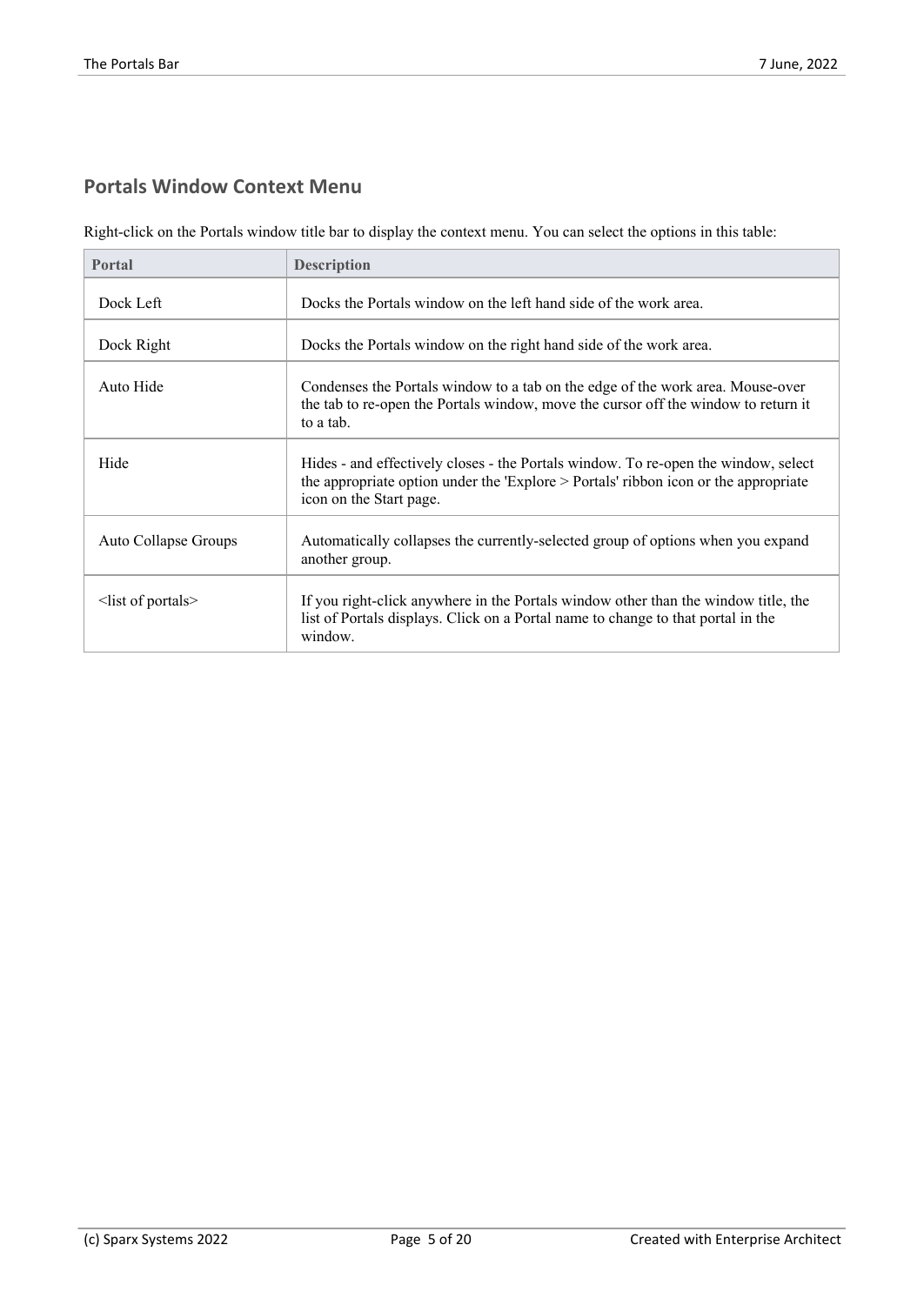## Portals Window Context Menu

Right-click on the Portals window title bar to display the context menu. You can select the options in this table:

| Portal | Description |
| --- | --- |
| Dock Left | Docks the Portals window on the left hand side of the work area. |
| Dock Right | Docks the Portals window on the right hand side of the work area. |
| Auto Hide | Condenses the Portals window to a tab on the edge of the work area. Mouse-over the tab to re-open the Portals window, move the cursor off the window to return it to a tab. |
| Hide | Hides - and effectively closes - the Portals window. To re-open the window, select the appropriate option under the 'Explore > Portals' ribbon icon or the appropriate icon on the Start page. |
| Auto Collapse Groups | Automatically collapses the currently-selected group of options when you expand another group. |
| <list of portals> | If you right-click anywhere in the Portals window other than the window title, the list of Portals displays. Click on a Portal name to change to that portal in the window. |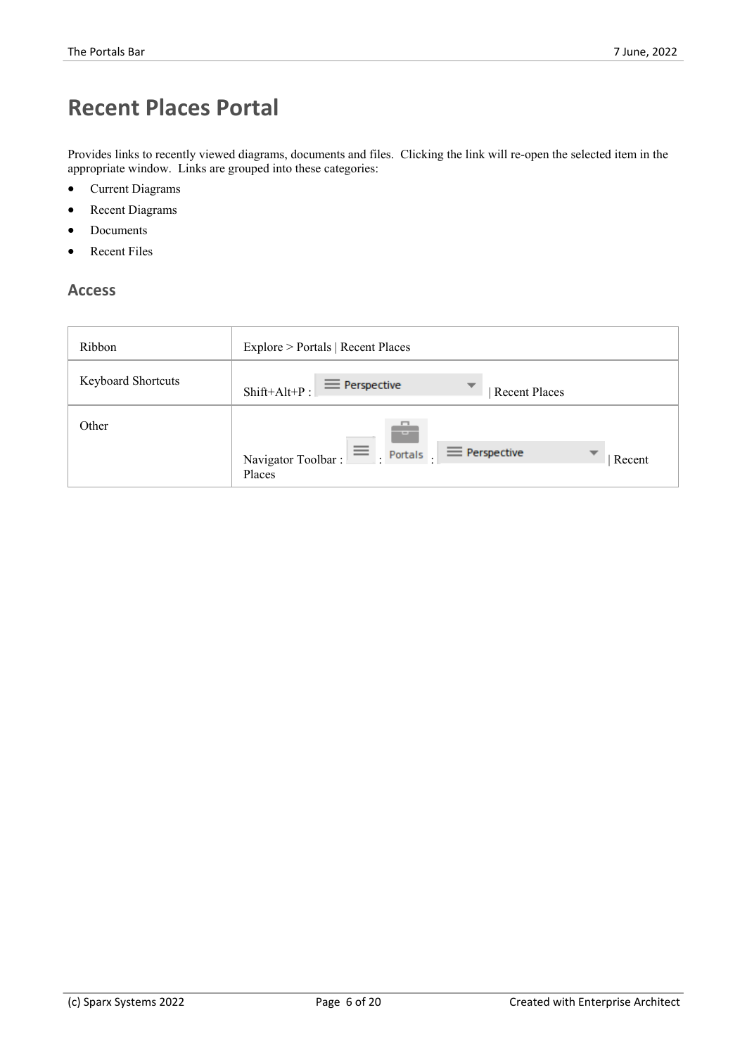# Recent Places Portal

Provides links to recently viewed diagrams, documents and files. Clicking the link will re-open the selected item in the appropriate window. Links are grouped into these categories:

- Current Diagrams
- Recent Diagrams
- Documents
- Recent Files

## Access

| | |
|---|---|
| Ribbon | Explore > Portals \| Recent Places |
| Keyboard Shortcuts | Shift+Alt+P : Perspective \| Recent Places |
| Other | Navigator Toolbar : : Portals : Perspective \| Recent Places |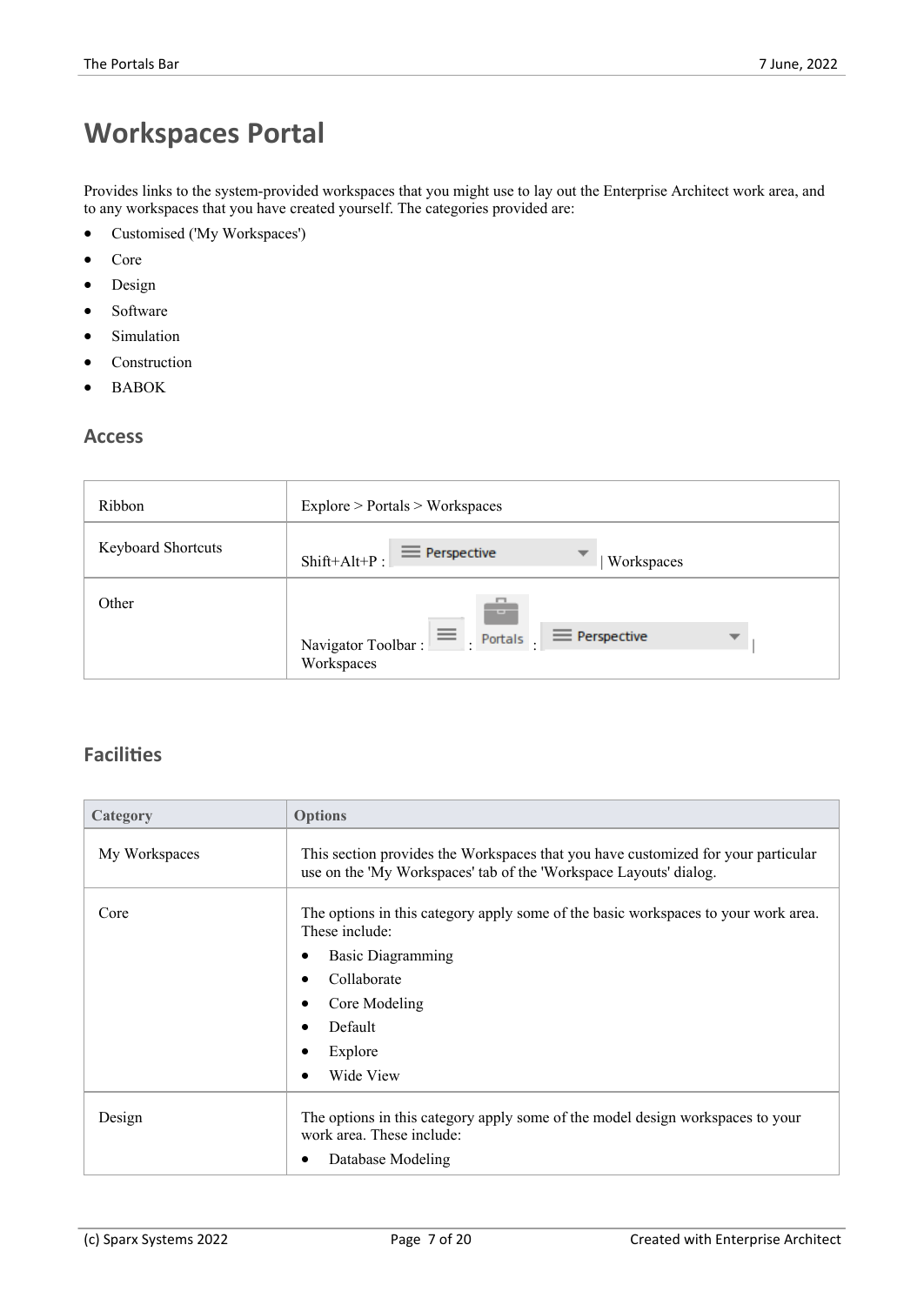# Workspaces Portal

Provides links to the system-provided workspaces that you might use to lay out the Enterprise Architect work area, and to any workspaces that you have created yourself. The categories provided are:

- Customised ('My Workspaces')
- Core
- Design
- Software
- Simulation
- Construction
- BABOK

## Access

| | |
|---|---|
| Ribbon | Explore > Portals > Workspaces |
| Keyboard Shortcuts | Shift+Alt+P : Perspective \| Workspaces |
| Other | Navigator Toolbar : Portals : Perspective \| Workspaces |

## Facilities

| Category | Options |
|---|---|
| My Workspaces | This section provides the Workspaces that you have customized for your particular use on the 'My Workspaces' tab of the 'Workspace Layouts' dialog. |
| Core | The options in this category apply some of the basic workspaces to your work area. These include:<br>• Basic Diagramming<br>• Collaborate<br>• Core Modeling<br>• Default<br>• Explore<br>• Wide View |
| Design | The options in this category apply some of the model design workspaces to your work area. These include:<br>• Database Modeling |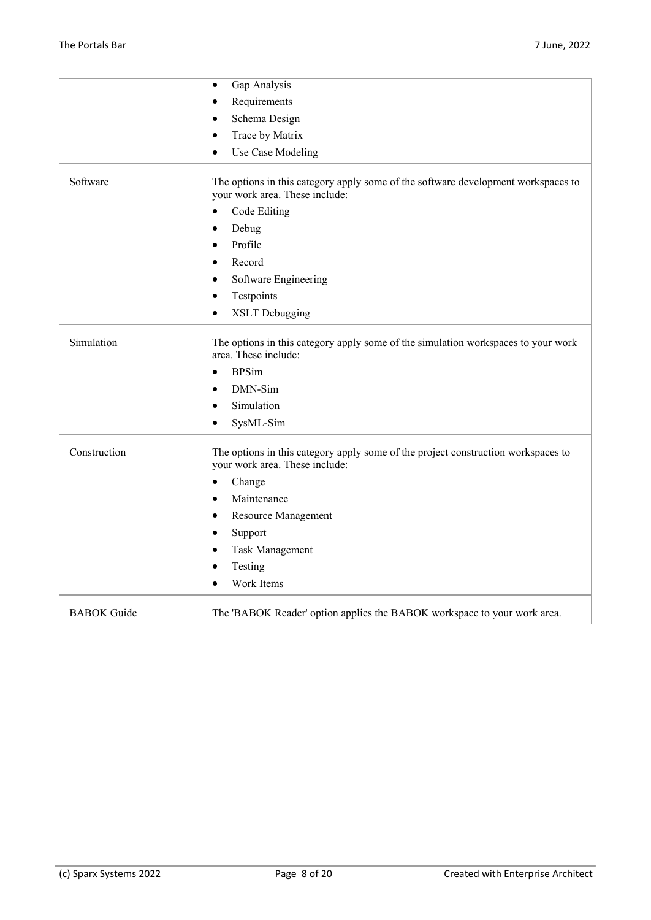| | |
|---|---|
| | • Gap Analysis<br>• Requirements<br>• Schema Design<br>• Trace by Matrix<br>• Use Case Modeling |
| Software | The options in this category apply some of the software development workspaces to your work area. These include:<br>• Code Editing<br>• Debug<br>• Profile<br>• Record<br>• Software Engineering<br>• Testpoints<br>• XSLT Debugging |
| Simulation | The options in this category apply some of the simulation workspaces to your work area. These include:<br>• BPSim<br>• DMN-Sim<br>• Simulation<br>• SysML-Sim |
| Construction | The options in this category apply some of the project construction workspaces to your work area. These include:<br>• Change<br>• Maintenance<br>• Resource Management<br>• Support<br>• Task Management<br>• Testing<br>• Work Items |
| BABOK Guide | The 'BABOK Reader' option applies the BABOK workspace to your work area. |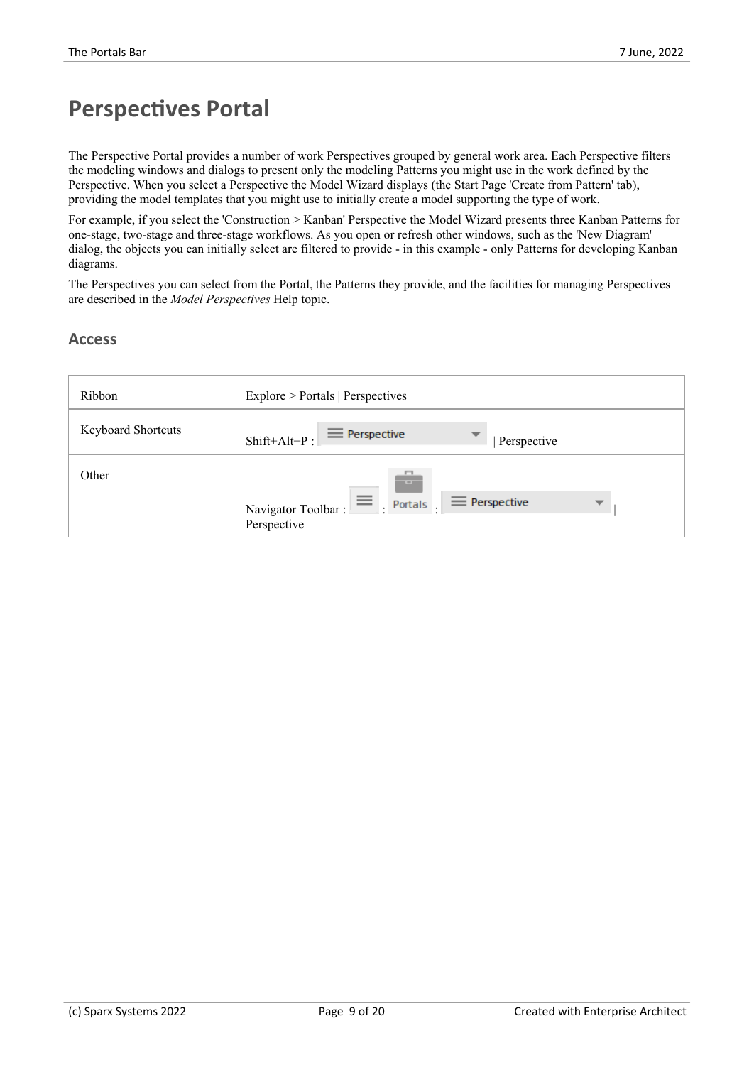# Perspectives Portal

The Perspective Portal provides a number of work Perspectives grouped by general work area. Each Perspective filters the modeling windows and dialogs to present only the modeling Patterns you might use in the work defined by the Perspective. When you select a Perspective the Model Wizard displays (the Start Page 'Create from Pattern' tab), providing the model templates that you might use to initially create a model supporting the type of work.

For example, if you select the 'Construction > Kanban' Perspective the Model Wizard presents three Kanban Patterns for one-stage, two-stage and three-stage workflows. As you open or refresh other windows, such as the 'New Diagram' dialog, the objects you can initially select are filtered to provide - in this example - only Patterns for developing Kanban diagrams.

The Perspectives you can select from the Portal, the Patterns they provide, and the facilities for managing Perspectives are described in the *Model Perspectives* Help topic.

## Access

| | |
|---|---|
| Ribbon | Explore > Portals \| Perspectives |
| Keyboard Shortcuts | Shift+Alt+P : Perspective \| Perspective |
| Other | Navigator Toolbar : : Portals : Perspective \| Perspective |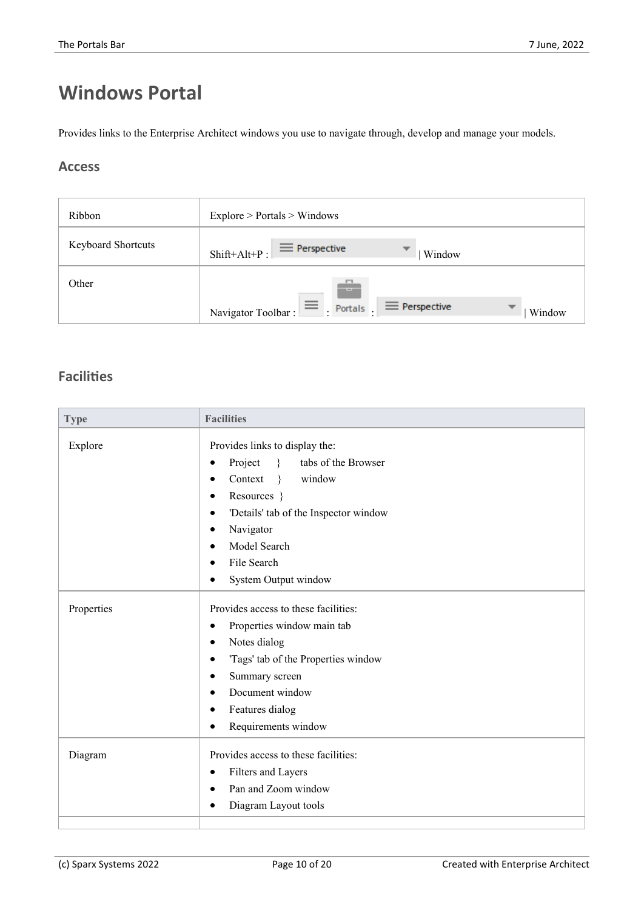# Windows Portal

Provides links to the Enterprise Architect windows you use to navigate through, develop and manage your models.

## Access

| | |
|---|---|
| Ribbon | Explore > Portals > Windows |
| Keyboard Shortcuts | Shift+Alt+P : Perspective \| Window |
| Other | Navigator Toolbar : ≡ : Portals : Perspective \| Window |

## Facilities

| Type | Facilities |
|---|---|
| Explore | Provides links to display the:<br>• Project } tabs of the Browser<br>• Context } window<br>• Resources }<br>• 'Details' tab of the Inspector window<br>• Navigator<br>• Model Search<br>• File Search<br>• System Output window |
| Properties | Provides access to these facilities:<br>• Properties window main tab<br>• Notes dialog<br>• 'Tags' tab of the Properties window<br>• Summary screen<br>• Document window<br>• Features dialog<br>• Requirements window |
| Diagram | Provides access to these facilities:<br>• Filters and Layers<br>• Pan and Zoom window<br>• Diagram Layout tools |
| | |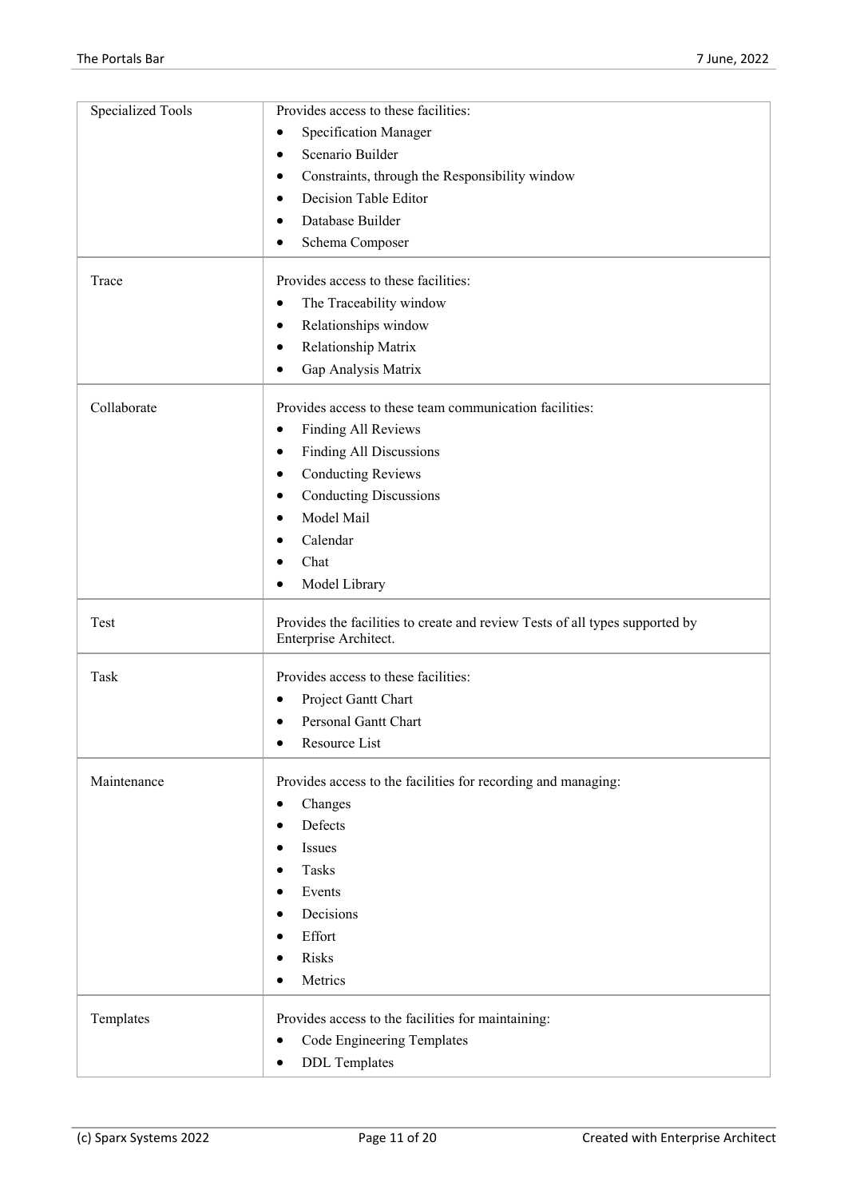| | |
|---|---|
| Specialized Tools | Provides access to these facilities:<br>• Specification Manager<br>• Scenario Builder<br>• Constraints, through the Responsibility window<br>• Decision Table Editor<br>• Database Builder<br>• Schema Composer |
| Trace | Provides access to these facilities:<br>• The Traceability window<br>• Relationships window<br>• Relationship Matrix<br>• Gap Analysis Matrix |
| Collaborate | Provides access to these team communication facilities:<br>• Finding All Reviews<br>• Finding All Discussions<br>• Conducting Reviews<br>• Conducting Discussions<br>• Model Mail<br>• Calendar<br>• Chat<br>• Model Library |
| Test | Provides the facilities to create and review Tests of all types supported by Enterprise Architect. |
| Task | Provides access to these facilities:<br>• Project Gantt Chart<br>• Personal Gantt Chart<br>• Resource List |
| Maintenance | Provides access to the facilities for recording and managing:<br>• Changes<br>• Defects<br>• Issues<br>• Tasks<br>• Events<br>• Decisions<br>• Effort<br>• Risks<br>• Metrics |
| Templates | Provides access to the facilities for maintaining:<br>• Code Engineering Templates<br>• DDL Templates |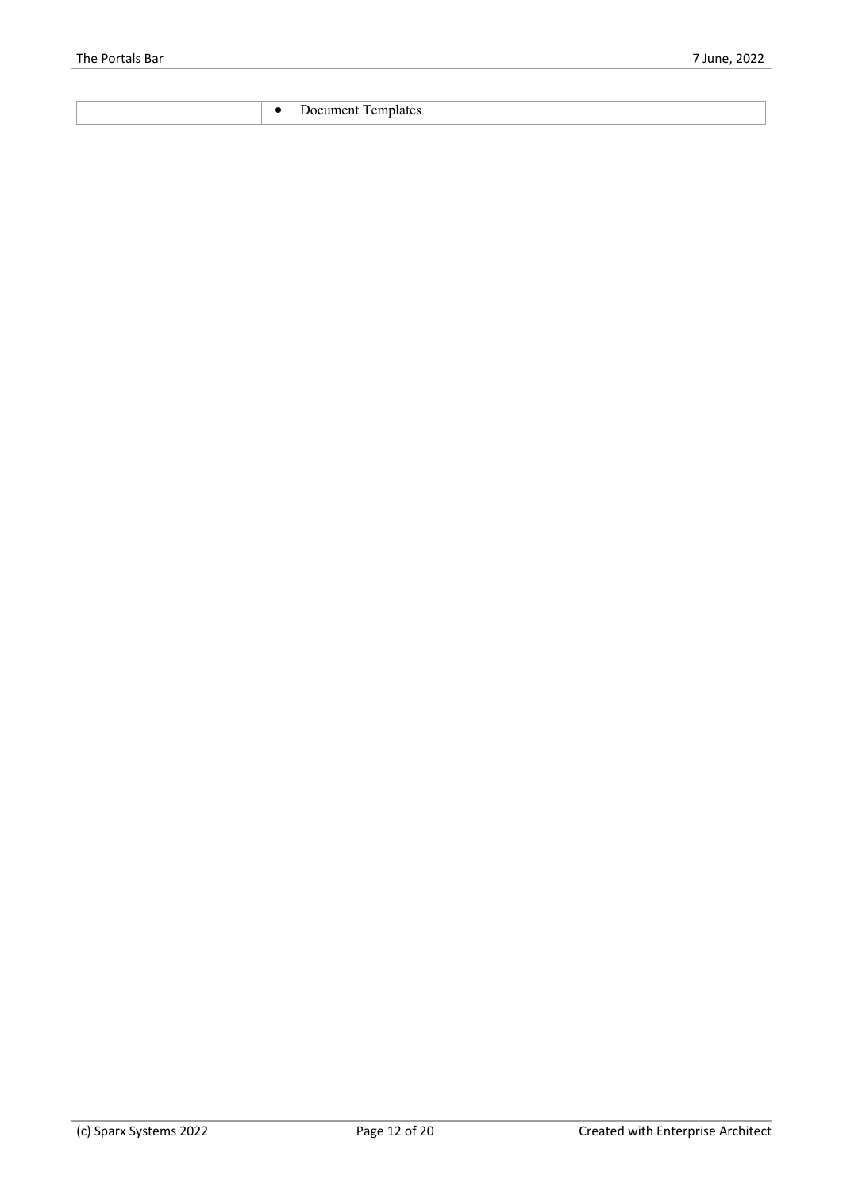|  | - Document Templates |
| --- | --- |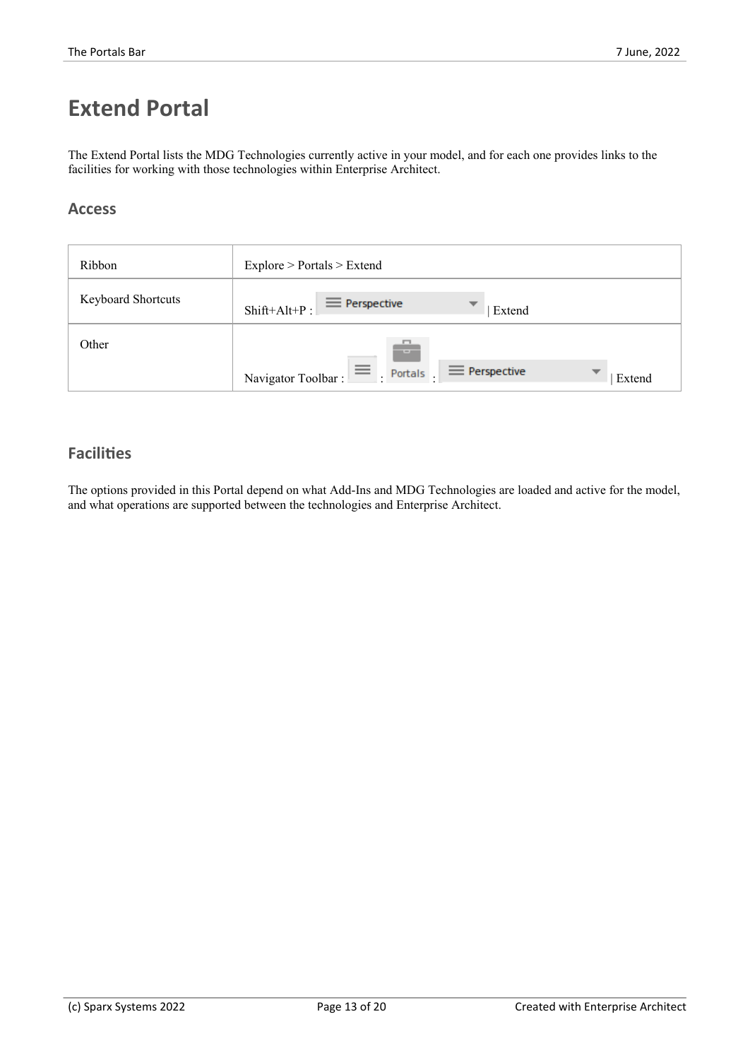# Extend Portal

The Extend Portal lists the MDG Technologies currently active in your model, and for each one provides links to the facilities for working with those technologies within Enterprise Architect.

## Access

| | |
|---|---|
| Ribbon | Explore > Portals > Extend |
| Keyboard Shortcuts | Shift+Alt+P : Perspective \| Extend |
| Other | Navigator Toolbar : ≡ : Portals : Perspective \| Extend |

## Facilities

The options provided in this Portal depend on what Add-Ins and MDG Technologies are loaded and active for the model, and what operations are supported between the technologies and Enterprise Architect.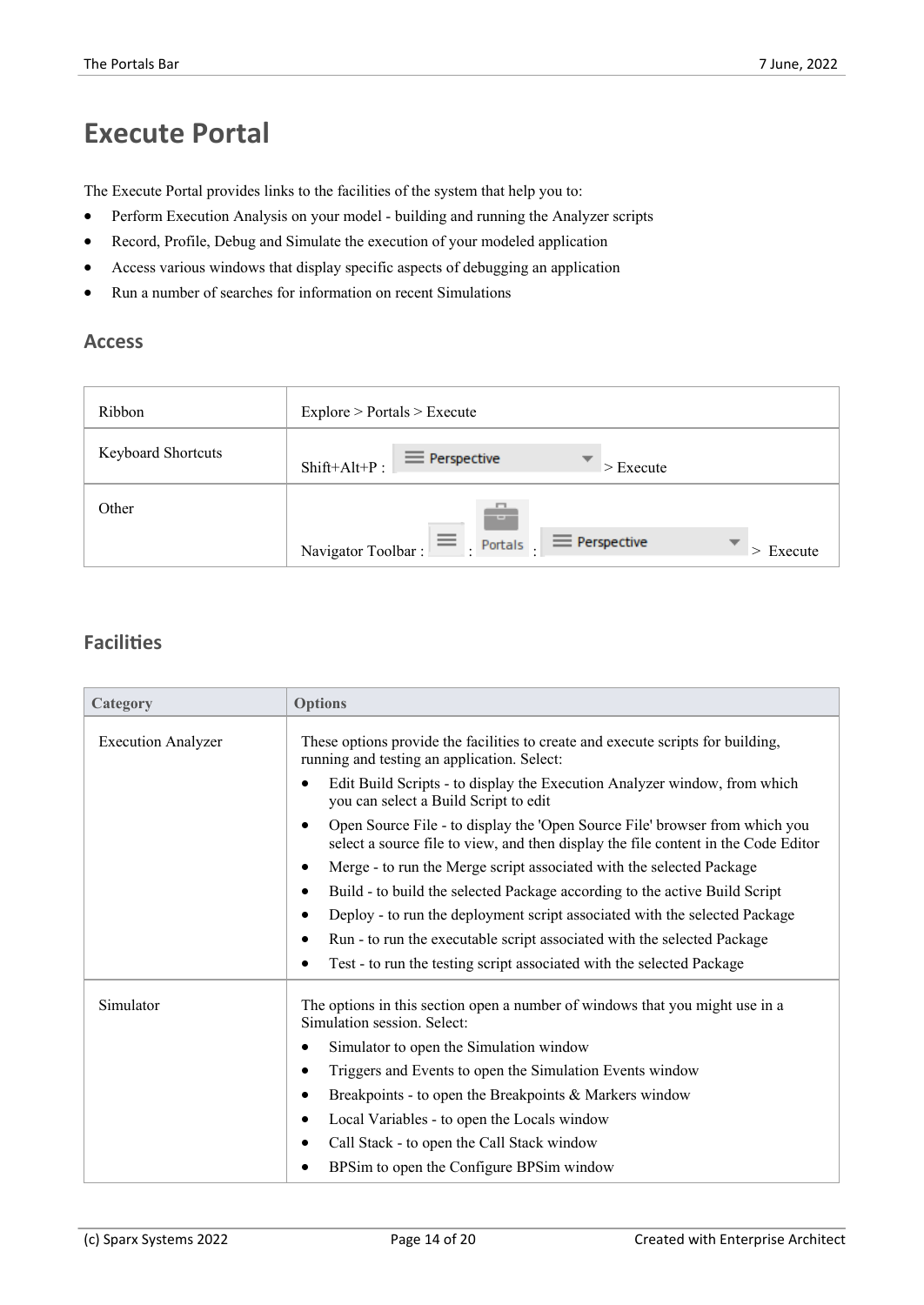# Execute Portal

The Execute Portal provides links to the facilities of the system that help you to:

- Perform Execution Analysis on your model - building and running the Analyzer scripts
- Record, Profile, Debug and Simulate the execution of your modeled application
- Access various windows that display specific aspects of debugging an application
- Run a number of searches for information on recent Simulations

## Access

| | |
|---|---|
| Ribbon | Explore > Portals > Execute |
| Keyboard Shortcuts | Shift+Alt+P : Perspective > Execute |
| Other | Navigator Toolbar : ≡ : Portals : Perspective > Execute |

## Facilities

| Category | Options |
|---|---|
| Execution Analyzer | These options provide the facilities to create and execute scripts for building, running and testing an application. Select:<br>• Edit Build Scripts - to display the Execution Analyzer window, from which you can select a Build Script to edit<br>• Open Source File - to display the 'Open Source File' browser from which you select a source file to view, and then display the file content in the Code Editor<br>• Merge - to run the Merge script associated with the selected Package<br>• Build - to build the selected Package according to the active Build Script<br>• Deploy - to run the deployment script associated with the selected Package<br>• Run - to run the executable script associated with the selected Package<br>• Test - to run the testing script associated with the selected Package |
| Simulator | The options in this section open a number of windows that you might use in a Simulation session. Select:<br>• Simulator to open the Simulation window<br>• Triggers and Events to open the Simulation Events window<br>• Breakpoints - to open the Breakpoints & Markers window<br>• Local Variables - to open the Locals window<br>• Call Stack - to open the Call Stack window<br>• BPSim to open the Configure BPSim window |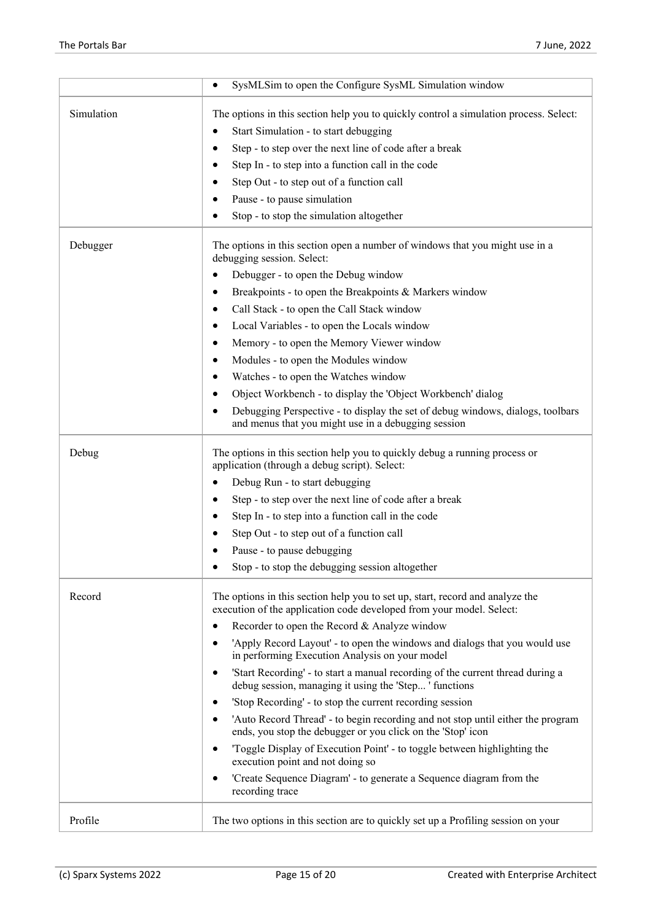| | |
|---|---|
| | • SysMLSim to open the Configure SysML Simulation window |
| Simulation | The options in this section help you to quickly control a simulation process. Select:<br>• Start Simulation - to start debugging<br>• Step - to step over the next line of code after a break<br>• Step In - to step into a function call in the code<br>• Step Out - to step out of a function call<br>• Pause - to pause simulation<br>• Stop - to stop the simulation altogether |
| Debugger | The options in this section open a number of windows that you might use in a debugging session. Select:<br>• Debugger - to open the Debug window<br>• Breakpoints - to open the Breakpoints & Markers window<br>• Call Stack - to open the Call Stack window<br>• Local Variables - to open the Locals window<br>• Memory - to open the Memory Viewer window<br>• Modules - to open the Modules window<br>• Watches - to open the Watches window<br>• Object Workbench - to display the 'Object Workbench' dialog<br>• Debugging Perspective - to display the set of debug windows, dialogs, toolbars and menus that you might use in a debugging session |
| Debug | The options in this section help you to quickly debug a running process or application (through a debug script). Select:<br>• Debug Run - to start debugging<br>• Step - to step over the next line of code after a break<br>• Step In - to step into a function call in the code<br>• Step Out - to step out of a function call<br>• Pause - to pause debugging<br>• Stop - to stop the debugging session altogether |
| Record | The options in this section help you to set up, start, record and analyze the execution of the application code developed from your model. Select:<br>• Recorder to open the Record & Analyze window<br>• 'Apply Record Layout' - to open the windows and dialogs that you would use in performing Execution Analysis on your model<br>• 'Start Recording' - to start a manual recording of the current thread during a debug session, managing it using the 'Step... ' functions<br>• 'Stop Recording' - to stop the current recording session<br>• 'Auto Record Thread' - to begin recording and not stop until either the program ends, you stop the debugger or you click on the 'Stop' icon<br>• 'Toggle Display of Execution Point' - to toggle between highlighting the execution point and not doing so<br>• 'Create Sequence Diagram' - to generate a Sequence diagram from the recording trace |
| Profile | The two options in this section are to quickly set up a Profiling session on your |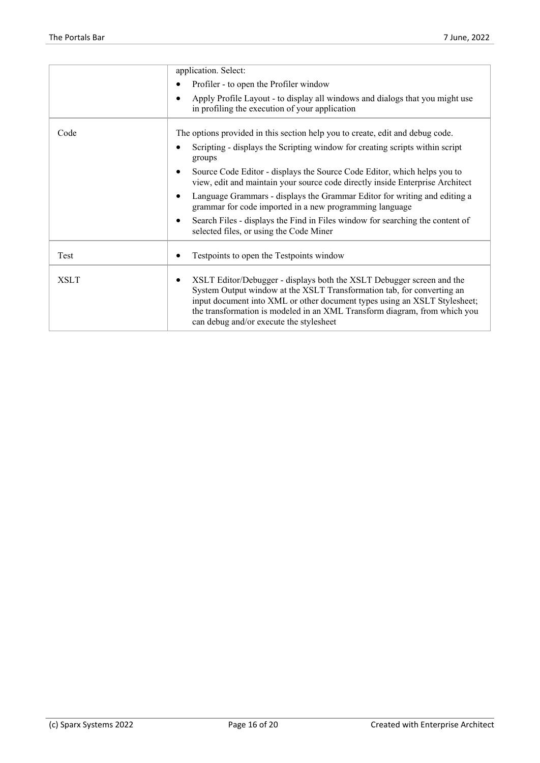| | |
|---|---|
| | application. Select:<br>• Profiler - to open the Profiler window<br>• Apply Profile Layout - to display all windows and dialogs that you might use in profiling the execution of your application |
| Code | The options provided in this section help you to create, edit and debug code.<br>• Scripting - displays the Scripting window for creating scripts within script groups<br>• Source Code Editor - displays the Source Code Editor, which helps you to view, edit and maintain your source code directly inside Enterprise Architect<br>• Language Grammars - displays the Grammar Editor for writing and editing a grammar for code imported in a new programming language<br>• Search Files - displays the Find in Files window for searching the content of selected files, or using the Code Miner |
| Test | • Testpoints to open the Testpoints window |
| XSLT | • XSLT Editor/Debugger - displays both the XSLT Debugger screen and the System Output window at the XSLT Transformation tab, for converting an input document into XML or other document types using an XSLT Stylesheet; the transformation is modeled in an XML Transform diagram, from which you can debug and/or execute the stylesheet |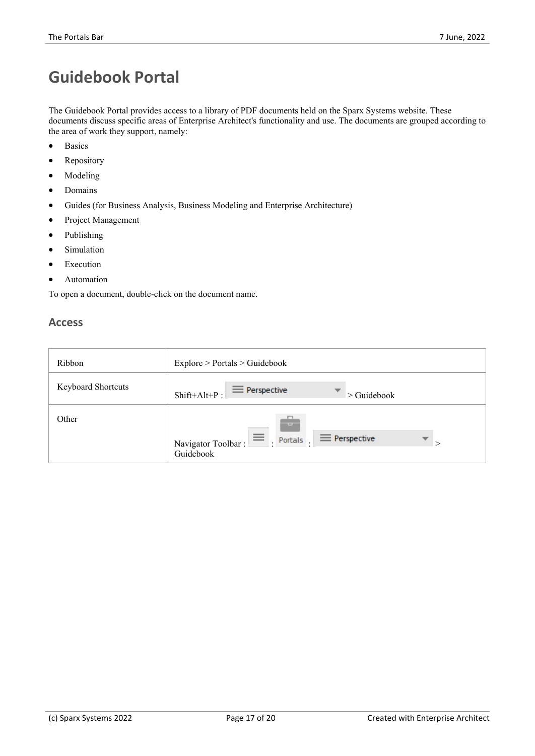# Guidebook Portal

The Guidebook Portal provides access to a library of PDF documents held on the Sparx Systems website. These documents discuss specific areas of Enterprise Architect's functionality and use. The documents are grouped according to the area of work they support, namely:

- Basics
- Repository
- Modeling
- Domains
- Guides (for Business Analysis, Business Modeling and Enterprise Architecture)
- Project Management
- Publishing
- Simulation
- Execution
- Automation

To open a document, double-click on the document name.

## Access

| | |
|---|---|
| Ribbon | Explore > Portals > Guidebook |
| Keyboard Shortcuts | Shift+Alt+P : Perspective > Guidebook |
| Other | Navigator Toolbar : ☰ : Portals : Perspective > Guidebook |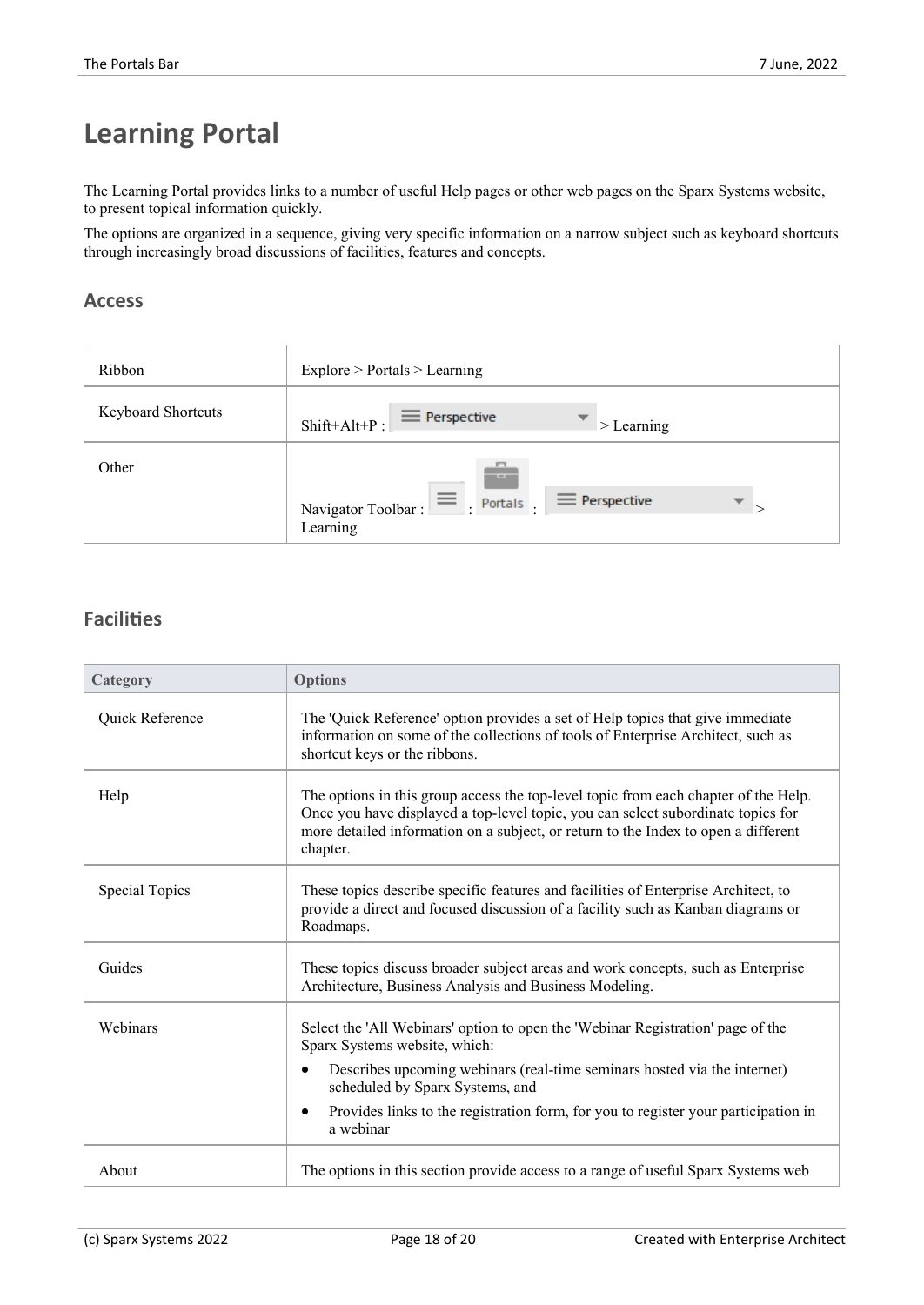# Learning Portal

The Learning Portal provides links to a number of useful Help pages or other web pages on the Sparx Systems website, to present topical information quickly.

The options are organized in a sequence, giving very specific information on a narrow subject such as keyboard shortcuts through increasingly broad discussions of facilities, features and concepts.

## Access

| | |
|---|---|
| Ribbon | Explore > Portals > Learning |
| Keyboard Shortcuts | Shift+Alt+P : Perspective > Learning |
| Other | Navigator Toolbar : ≡ : Portals : Perspective > Learning |

## Facilities

| Category | Options |
|---|---|
| Quick Reference | The 'Quick Reference' option provides a set of Help topics that give immediate information on some of the collections of tools of Enterprise Architect, such as shortcut keys or the ribbons. |
| Help | The options in this group access the top-level topic from each chapter of the Help. Once you have displayed a top-level topic, you can select subordinate topics for more detailed information on a subject, or return to the Index to open a different chapter. |
| Special Topics | These topics describe specific features and facilities of Enterprise Architect, to provide a direct and focused discussion of a facility such as Kanban diagrams or Roadmaps. |
| Guides | These topics discuss broader subject areas and work concepts, such as Enterprise Architecture, Business Analysis and Business Modeling. |
| Webinars | Select the 'All Webinars' option to open the 'Webinar Registration' page of the Sparx Systems website, which:<br>• Describes upcoming webinars (real-time seminars hosted via the internet) scheduled by Sparx Systems, and<br>• Provides links to the registration form, for you to register your participation in a webinar |
| About | The options in this section provide access to a range of useful Sparx Systems web |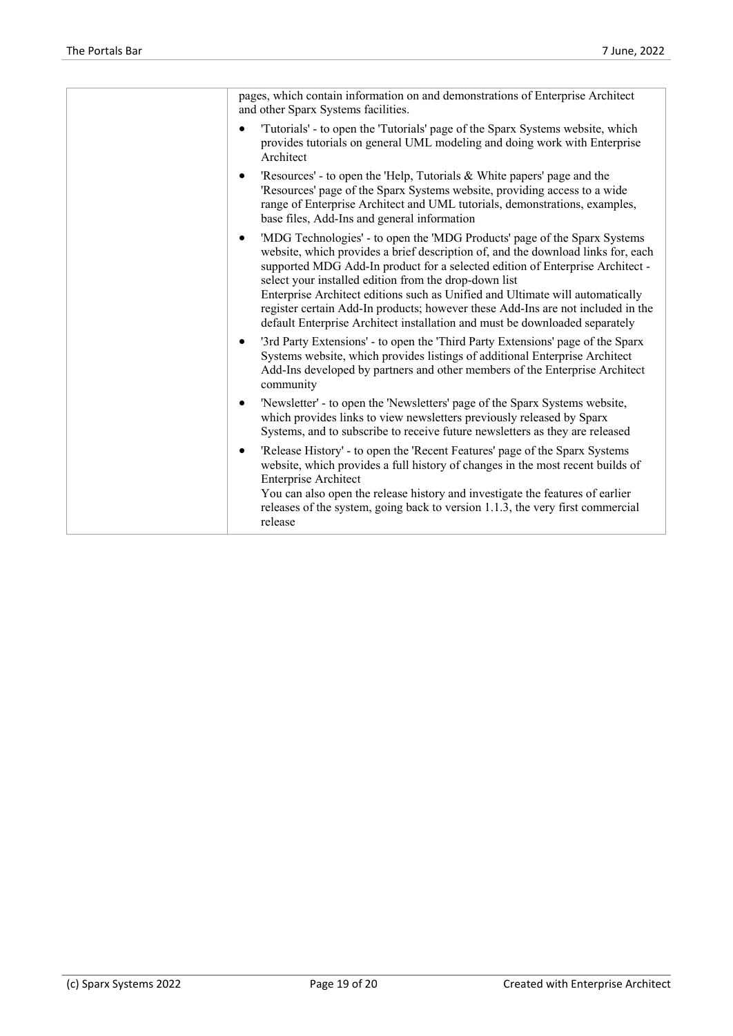| | |
|---|---|
| | pages, which contain information on and demonstrations of Enterprise Architect and other Sparx Systems facilities.<br><br>• 'Tutorials' - to open the 'Tutorials' page of the Sparx Systems website, which provides tutorials on general UML modeling and doing work with Enterprise Architect<br>• 'Resources' - to open the 'Help, Tutorials & White papers' page and the 'Resources' page of the Sparx Systems website, providing access to a wide range of Enterprise Architect and UML tutorials, demonstrations, examples, base files, Add-Ins and general information<br>• 'MDG Technologies' - to open the 'MDG Products' page of the Sparx Systems website, which provides a brief description of, and the download links for, each supported MDG Add-In product for a selected edition of Enterprise Architect - select your installed edition from the drop-down list<br>Enterprise Architect editions such as Unified and Ultimate will automatically register certain Add-In products; however these Add-Ins are not included in the default Enterprise Architect installation and must be downloaded separately<br>• '3rd Party Extensions' - to open the 'Third Party Extensions' page of the Sparx Systems website, which provides listings of additional Enterprise Architect Add-Ins developed by partners and other members of the Enterprise Architect community<br>• 'Newsletter' - to open the 'Newsletters' page of the Sparx Systems website, which provides links to view newsletters previously released by Sparx Systems, and to subscribe to receive future newsletters as they are released<br>• 'Release History' - to open the 'Recent Features' page of the Sparx Systems website, which provides a full history of changes in the most recent builds of Enterprise Architect<br>You can also open the release history and investigate the features of earlier releases of the system, going back to version 1.1.3, the very first commercial release |